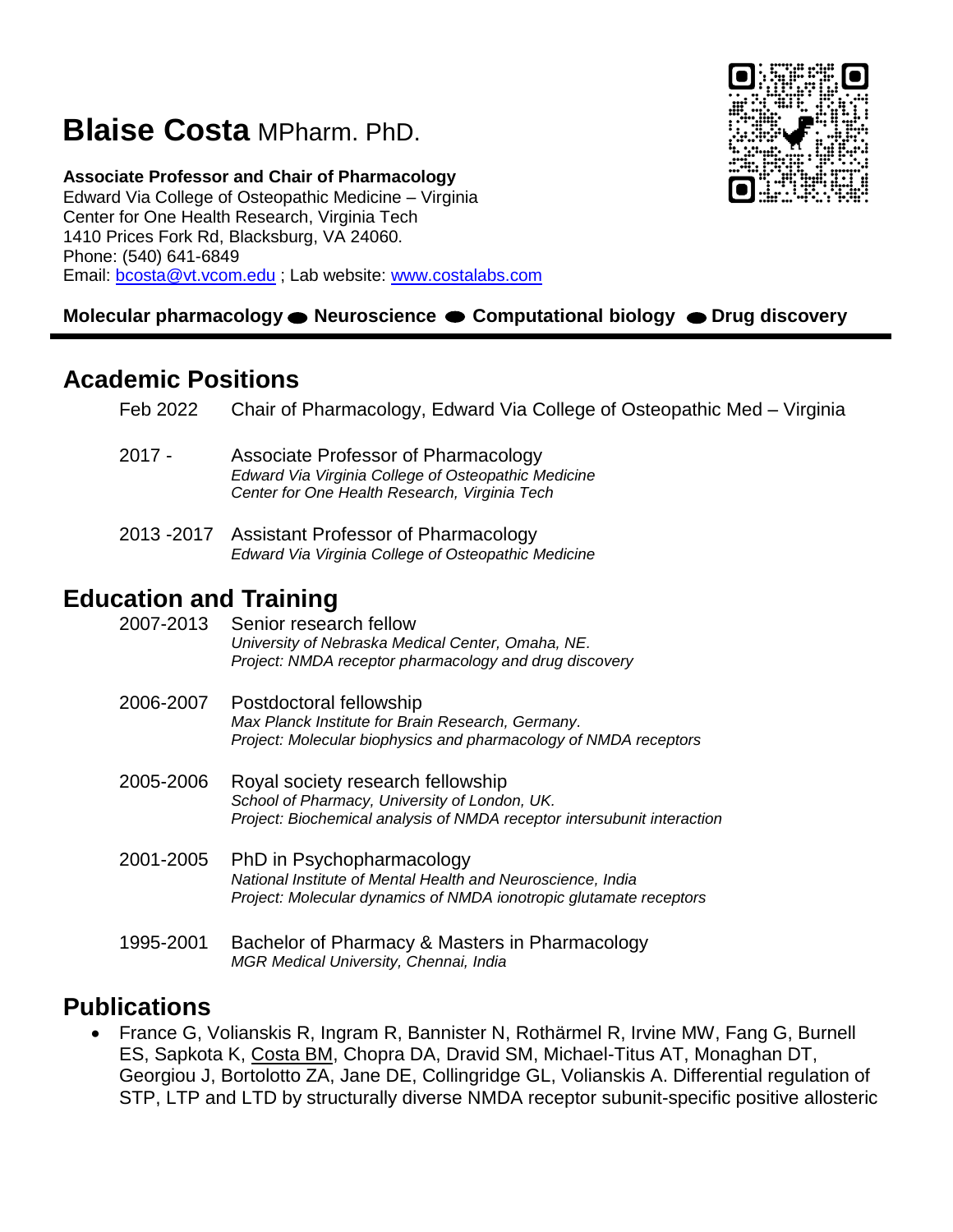# **Blaise Costa** MPharm. PhD.

**Associate Professor and Chair of Pharmacology**
Edward Via College of Osteopathic Medicine – Virginia
Center for One Health Research, Virginia Tech
1410 Prices Fork Rd, Blacksburg, VA 24060.
Phone: (540) 641-6849
Email: bcosta@vt.vcom.edu ; Lab website: www.costalabs.com

**Molecular pharmacology ● Neuroscience ● Computational biology ● Drug discovery**

## Academic Positions

Feb 2022 — Chair of Pharmacology, Edward Via College of Osteopathic Med – Virginia

2017 - — Associate Professor of Pharmacology
*Edward Via Virginia College of Osteopathic Medicine*
*Center for One Health Research, Virginia Tech*

2013 -2017 — Assistant Professor of Pharmacology
*Edward Via Virginia College of Osteopathic Medicine*

## Education and Training

2007-2013 — Senior research fellow
*University of Nebraska Medical Center, Omaha, NE.*
*Project: NMDA receptor pharmacology and drug discovery*

2006-2007 — Postdoctoral fellowship
*Max Planck Institute for Brain Research, Germany.*
*Project: Molecular biophysics and pharmacology of NMDA receptors*

2005-2006 — Royal society research fellowship
*School of Pharmacy, University of London, UK.*
*Project: Biochemical analysis of NMDA receptor intersubunit interaction*

2001-2005 — PhD in Psychopharmacology
*National Institute of Mental Health and Neuroscience, India*
*Project: Molecular dynamics of NMDA ionotropic glutamate receptors*

1995-2001 — Bachelor of Pharmacy & Masters in Pharmacology
*MGR Medical University, Chennai, India*

## Publications

- France G, Volianskis R, Ingram R, Bannister N, Rothärmel R, Irvine MW, Fang G, Burnell ES, Sapkota K, Costa BM, Chopra DA, Dravid SM, Michael-Titus AT, Monaghan DT, Georgiou J, Bortolotto ZA, Jane DE, Collingridge GL, Volianskis A. Differential regulation of STP, LTP and LTD by structurally diverse NMDA receptor subunit-specific positive allosteric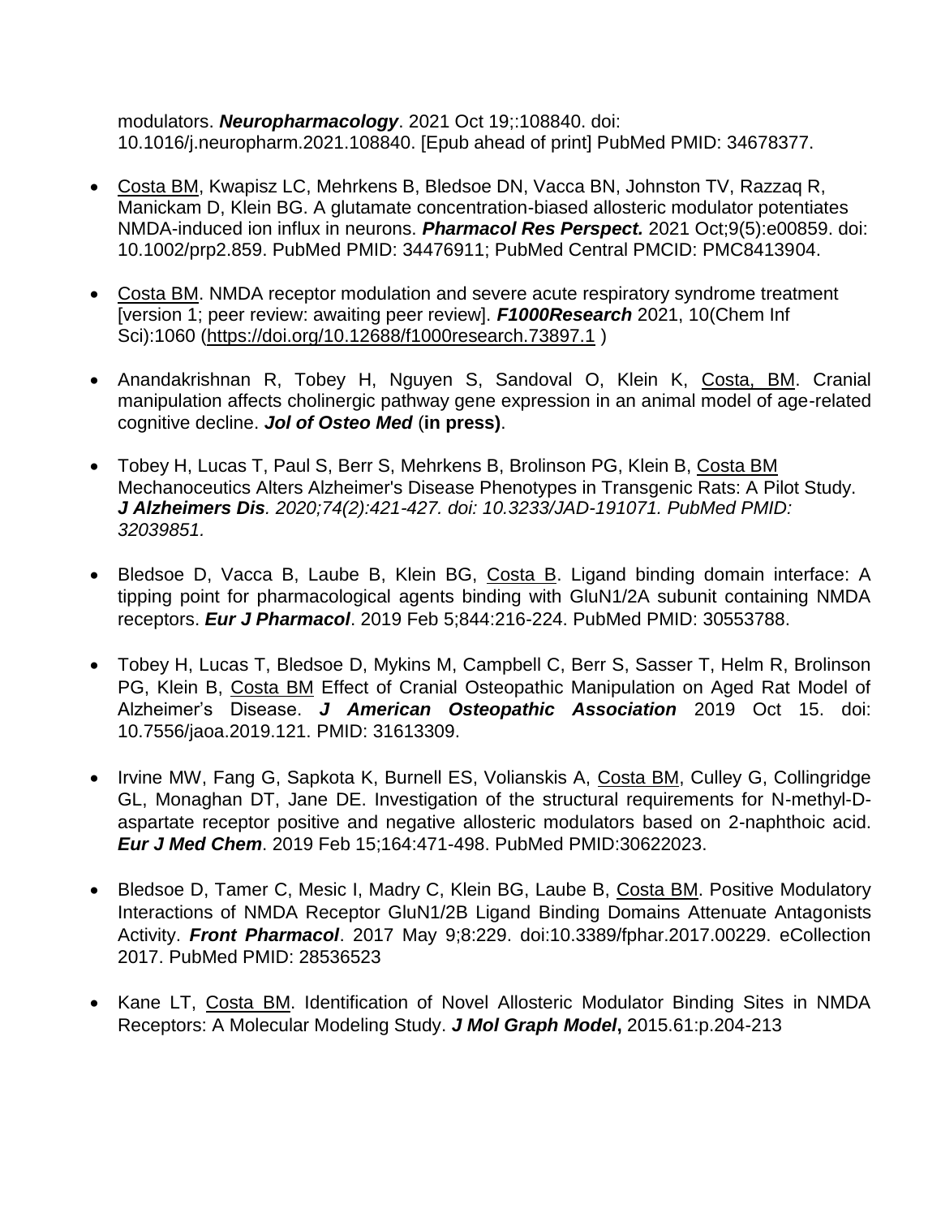modulators. ***Neuropharmacology***. 2021 Oct 19;:108840. doi: 10.1016/j.neuropharm.2021.108840. [Epub ahead of print] PubMed PMID: 34678377.

- Costa BM, Kwapisz LC, Mehrkens B, Bledsoe DN, Vacca BN, Johnston TV, Razzaq R, Manickam D, Klein BG. A glutamate concentration-biased allosteric modulator potentiates NMDA-induced ion influx in neurons. ***Pharmacol Res Perspect.*** 2021 Oct;9(5):e00859. doi: 10.1002/prp2.859. PubMed PMID: 34476911; PubMed Central PMCID: PMC8413904.

- Costa BM. NMDA receptor modulation and severe acute respiratory syndrome treatment [version 1; peer review: awaiting peer review]. ***F1000Research*** 2021, 10(Chem Inf Sci):1060 (https://doi.org/10.12688/f1000research.73897.1 )

- Anandakrishnan R, Tobey H, Nguyen S, Sandoval O, Klein K, Costa, BM. Cranial manipulation affects cholinergic pathway gene expression in an animal model of age-related cognitive decline. ***Jol of Osteo Med*** (**in press)**.

- Tobey H, Lucas T, Paul S, Berr S, Mehrkens B, Brolinson PG, Klein B, Costa BM Mechanoceutics Alters Alzheimer's Disease Phenotypes in Transgenic Rats: A Pilot Study. ***J Alzheimers Dis****. 2020;74(2):421-427. doi: 10.3233/JAD-191071. PubMed PMID: 32039851.*

- Bledsoe D, Vacca B, Laube B, Klein BG, Costa B. Ligand binding domain interface: A tipping point for pharmacological agents binding with GluN1/2A subunit containing NMDA receptors. ***Eur J Pharmacol***. 2019 Feb 5;844:216-224. PubMed PMID: 30553788.

- Tobey H, Lucas T, Bledsoe D, Mykins M, Campbell C, Berr S, Sasser T, Helm R, Brolinson PG, Klein B, Costa BM Effect of Cranial Osteopathic Manipulation on Aged Rat Model of Alzheimer's Disease. ***J American Osteopathic Association*** 2019 Oct 15. doi: 10.7556/jaoa.2019.121. PMID: 31613309.

- Irvine MW, Fang G, Sapkota K, Burnell ES, Volianskis A, Costa BM, Culley G, Collingridge GL, Monaghan DT, Jane DE. Investigation of the structural requirements for N-methyl-D-aspartate receptor positive and negative allosteric modulators based on 2-naphthoic acid. ***Eur J Med Chem***. 2019 Feb 15;164:471-498. PubMed PMID:30622023.

- Bledsoe D, Tamer C, Mesic I, Madry C, Klein BG, Laube B, Costa BM. Positive Modulatory Interactions of NMDA Receptor GluN1/2B Ligand Binding Domains Attenuate Antagonists Activity. ***Front Pharmacol***. 2017 May 9;8:229. doi:10.3389/fphar.2017.00229. eCollection 2017. PubMed PMID: 28536523

- Kane LT, Costa BM. Identification of Novel Allosteric Modulator Binding Sites in NMDA Receptors: A Molecular Modeling Study. ***J Mol Graph Model*****,** 2015.61:p.204-213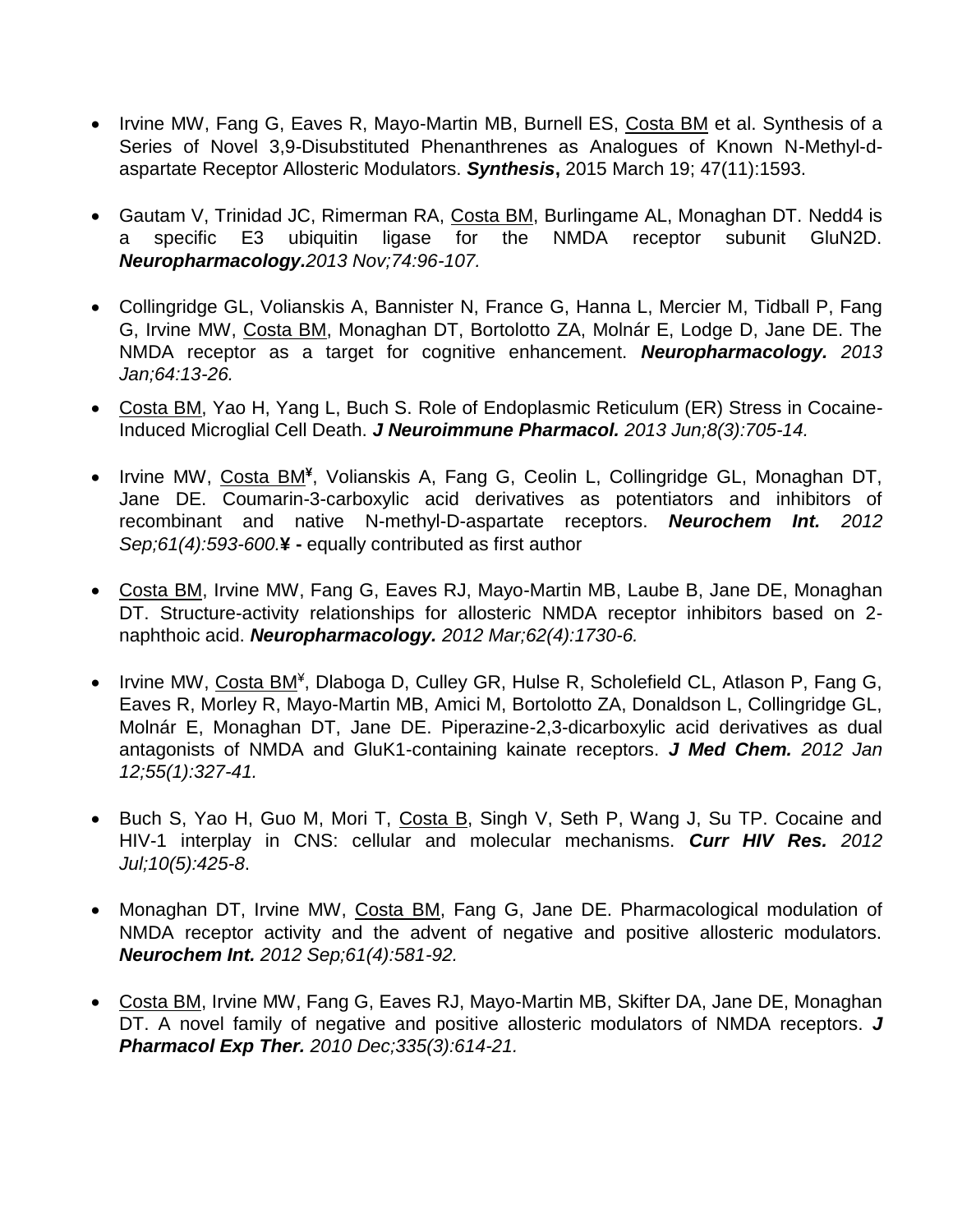- Irvine MW, Fang G, Eaves R, Mayo-Martin MB, Burnell ES, Costa BM et al. Synthesis of a Series of Novel 3,9-Disubstituted Phenanthrenes as Analogues of Known N-Methyl-d-aspartate Receptor Allosteric Modulators. ***Synthesis*****,** 2015 March 19; 47(11):1593.

- Gautam V, Trinidad JC, Rimerman RA, Costa BM, Burlingame AL, Monaghan DT. Nedd4 is a specific E3 ubiquitin ligase for the NMDA receptor subunit GluN2D. ***Neuropharmacology.****2013 Nov;74:96-107.*

- Collingridge GL, Volianskis A, Bannister N, France G, Hanna L, Mercier M, Tidball P, Fang G, Irvine MW, Costa BM, Monaghan DT, Bortolotto ZA, Molnár E, Lodge D, Jane DE. The NMDA receptor as a target for cognitive enhancement. ***Neuropharmacology.*** *2013 Jan;64:13-26.*

- Costa BM, Yao H, Yang L, Buch S. Role of Endoplasmic Reticulum (ER) Stress in Cocaine-Induced Microglial Cell Death. ***J Neuroimmune Pharmacol.*** *2013 Jun;8(3):705-14.*

- Irvine MW, Costa BM[¥], Volianskis A, Fang G, Ceolin L, Collingridge GL, Monaghan DT, Jane DE. Coumarin-3-carboxylic acid derivatives as potentiators and inhibitors of recombinant and native N-methyl-D-aspartate receptors. ***Neurochem Int.*** *2012 Sep;61(4):593-600.***¥ -** equally contributed as first author

- Costa BM, Irvine MW, Fang G, Eaves RJ, Mayo-Martin MB, Laube B, Jane DE, Monaghan DT. Structure-activity relationships for allosteric NMDA receptor inhibitors based on 2-naphthoic acid. ***Neuropharmacology.*** *2012 Mar;62(4):1730-6.*

- Irvine MW, Costa BM[¥], Dlaboga D, Culley GR, Hulse R, Scholefield CL, Atlason P, Fang G, Eaves R, Morley R, Mayo-Martin MB, Amici M, Bortolotto ZA, Donaldson L, Collingridge GL, Molnár E, Monaghan DT, Jane DE. Piperazine-2,3-dicarboxylic acid derivatives as dual antagonists of NMDA and GluK1-containing kainate receptors. ***J Med Chem.*** *2012 Jan 12;55(1):327-41.*

- Buch S, Yao H, Guo M, Mori T, Costa B, Singh V, Seth P, Wang J, Su TP. Cocaine and HIV-1 interplay in CNS: cellular and molecular mechanisms. ***Curr HIV Res.*** *2012 Jul;10(5):425-8*.

- Monaghan DT, Irvine MW, Costa BM, Fang G, Jane DE. Pharmacological modulation of NMDA receptor activity and the advent of negative and positive allosteric modulators. ***Neurochem Int.*** *2012 Sep;61(4):581-92.*

- Costa BM, Irvine MW, Fang G, Eaves RJ, Mayo-Martin MB, Skifter DA, Jane DE, Monaghan DT. A novel family of negative and positive allosteric modulators of NMDA receptors. ***J Pharmacol Exp Ther.*** *2010 Dec;335(3):614-21.*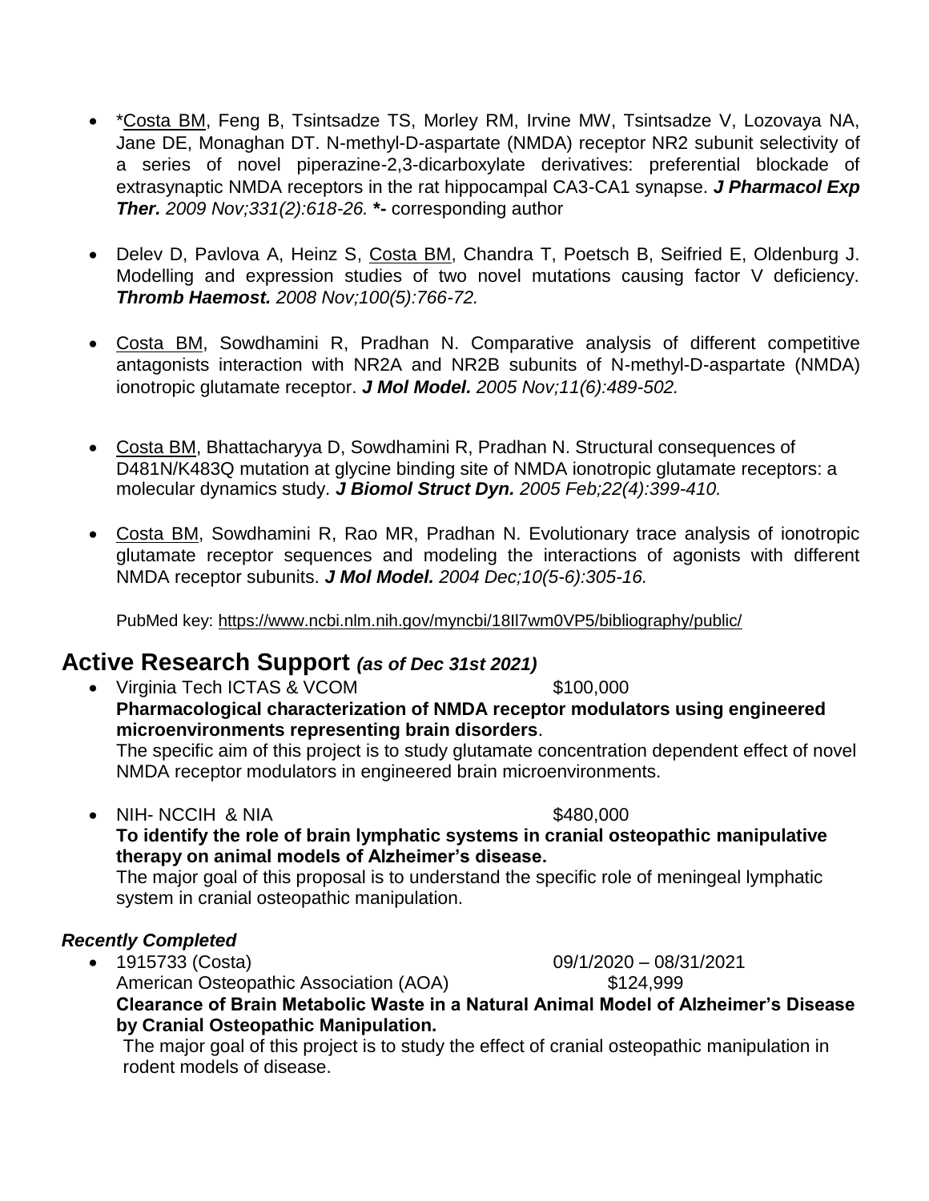- *Costa BM, Feng B, Tsintsadze TS, Morley RM, Irvine MW, Tsintsadze V, Lozovaya NA, Jane DE, Monaghan DT. N-methyl-D-aspartate (NMDA) receptor NR2 subunit selectivity of a series of novel piperazine-2,3-dicarboxylate derivatives: preferential blockade of extrasynaptic NMDA receptors in the rat hippocampal CA3-CA1 synapse. ***J Pharmacol Exp Ther.*** *2009 Nov;331(2):618-26.* **\*-** corresponding author

- Delev D, Pavlova A, Heinz S, Costa BM, Chandra T, Poetsch B, Seifried E, Oldenburg J. Modelling and expression studies of two novel mutations causing factor V deficiency. ***Thromb Haemost.*** *2008 Nov;100(5):766-72.*

- Costa BM, Sowdhamini R, Pradhan N. Comparative analysis of different competitive antagonists interaction with NR2A and NR2B subunits of N-methyl-D-aspartate (NMDA) ionotropic glutamate receptor. ***J Mol Model.*** *2005 Nov;11(6):489-502.*

- Costa BM, Bhattacharyya D, Sowdhamini R, Pradhan N. Structural consequences of D481N/K483Q mutation at glycine binding site of NMDA ionotropic glutamate receptors: a molecular dynamics study. ***J Biomol Struct Dyn.*** *2005 Feb;22(4):399-410.*

- Costa BM, Sowdhamini R, Rao MR, Pradhan N. Evolutionary trace analysis of ionotropic glutamate receptor sequences and modeling the interactions of agonists with different NMDA receptor subunits. ***J Mol Model.*** *2004 Dec;10(5-6):305-16.*

  PubMed key: https://www.ncbi.nlm.nih.gov/myncbi/18Il7wm0VP5/bibliography/public/

## Active Research Support *(as of Dec 31st 2021)*

- Virginia Tech ICTAS & VCOM $100,000
  **Pharmacological characterization of NMDA receptor modulators using engineered microenvironments representing brain disorders**.
  The specific aim of this project is to study glutamate concentration dependent effect of novel NMDA receptor modulators in engineered brain microenvironments.

- NIH- NCCIH & NIA $480,000
  **To identify the role of brain lymphatic systems in cranial osteopathic manipulative therapy on animal models of Alzheimer's disease.**
  The major goal of this proposal is to understand the specific role of meningeal lymphatic system in cranial osteopathic manipulation.

### *Recently Completed*

- 1915733 (Costa) 09/1/2020 – 08/31/2021
  American Osteopathic Association (AOA) $124,999
  **Clearance of Brain Metabolic Waste in a Natural Animal Model of Alzheimer's Disease by Cranial Osteopathic Manipulation.**
  The major goal of this project is to study the effect of cranial osteopathic manipulation in rodent models of disease.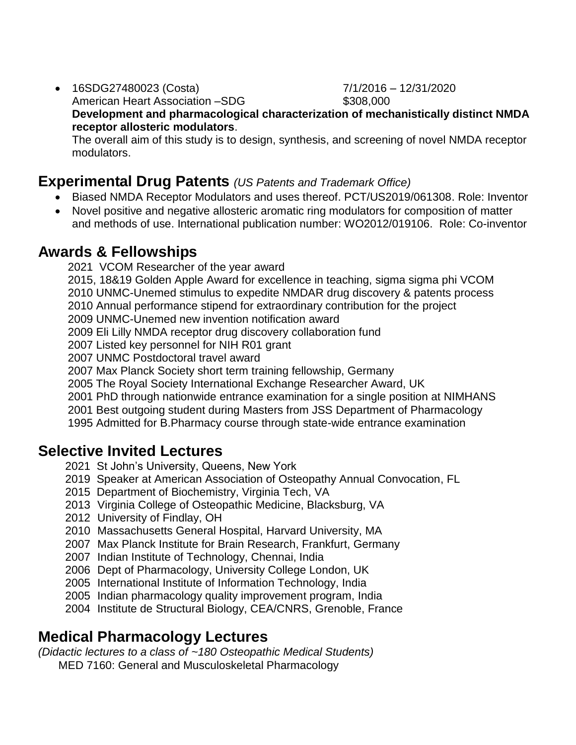- 16SDG27480023 (Costa) 7/1/2016 – 12/31/2020
  American Heart Association –SDG $308,000
  **Development and pharmacological characterization of mechanistically distinct NMDA receptor allosteric modulators**.
  The overall aim of this study is to design, synthesis, and screening of novel NMDA receptor modulators.

## Experimental Drug Patents *(US Patents and Trademark Office)*

- Biased NMDA Receptor Modulators and uses thereof. PCT/US2019/061308. Role: Inventor
- Novel positive and negative allosteric aromatic ring modulators for composition of matter and methods of use. International publication number: WO2012/019106. Role: Co-inventor

## Awards & Fellowships

2021 VCOM Researcher of the year award
2015, 18&19 Golden Apple Award for excellence in teaching, sigma sigma phi VCOM
2010 UNMC-Unemed stimulus to expedite NMDAR drug discovery & patents process
2010 Annual performance stipend for extraordinary contribution for the project
2009 UNMC-Unemed new invention notification award
2009 Eli Lilly NMDA receptor drug discovery collaboration fund
2007 Listed key personnel for NIH R01 grant
2007 UNMC Postdoctoral travel award
2007 Max Planck Society short term training fellowship, Germany
2005 The Royal Society International Exchange Researcher Award, UK
2001 PhD through nationwide entrance examination for a single position at NIMHANS
2001 Best outgoing student during Masters from JSS Department of Pharmacology
1995 Admitted for B.Pharmacy course through state-wide entrance examination

## Selective Invited Lectures

2021 St John's University, Queens, New York
2019 Speaker at American Association of Osteopathy Annual Convocation, FL
2015 Department of Biochemistry, Virginia Tech, VA
2013 Virginia College of Osteopathic Medicine, Blacksburg, VA
2012 University of Findlay, OH
2010 Massachusetts General Hospital, Harvard University, MA
2007 Max Planck Institute for Brain Research, Frankfurt, Germany
2007 Indian Institute of Technology, Chennai, India
2006 Dept of Pharmacology, University College London, UK
2005 International Institute of Information Technology, India
2005 Indian pharmacology quality improvement program, India
2004 Institute de Structural Biology, CEA/CNRS, Grenoble, France

## Medical Pharmacology Lectures

*(Didactic lectures to a class of ~180 Osteopathic Medical Students)*
MED 7160: General and Musculoskeletal Pharmacology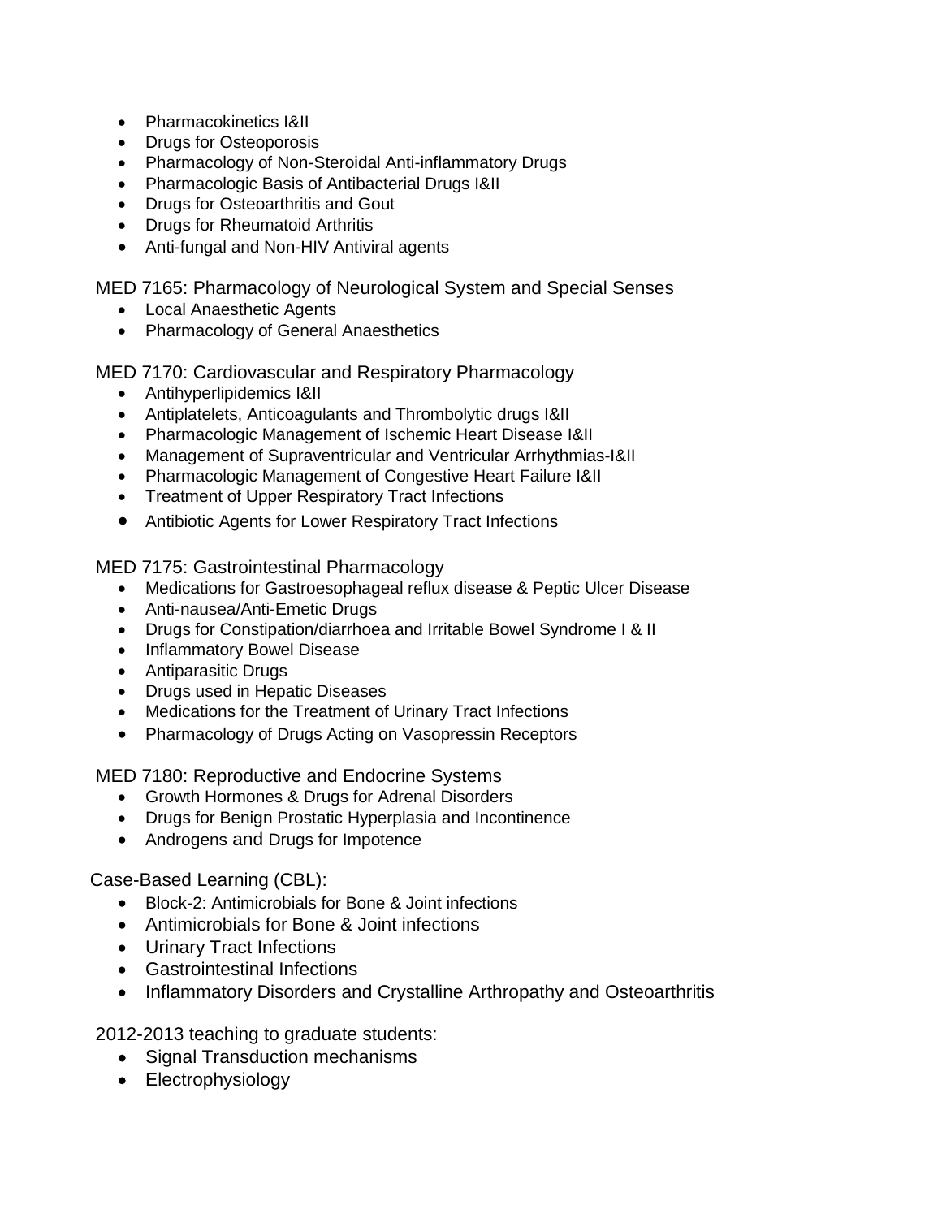- Pharmacokinetics I&II
- Drugs for Osteoporosis
- Pharmacology of Non-Steroidal Anti-inflammatory Drugs
- Pharmacologic Basis of Antibacterial Drugs I&II
- Drugs for Osteoarthritis and Gout
- Drugs for Rheumatoid Arthritis
- Anti-fungal and Non-HIV Antiviral agents

MED 7165: Pharmacology of Neurological System and Special Senses

- Local Anaesthetic Agents
- Pharmacology of General Anaesthetics

MED 7170: Cardiovascular and Respiratory Pharmacology

- Antihyperlipidemics I&II
- Antiplatelets, Anticoagulants and Thrombolytic drugs I&II
- Pharmacologic Management of Ischemic Heart Disease I&II
- Management of Supraventricular and Ventricular Arrhythmias-I&II
- Pharmacologic Management of Congestive Heart Failure I&II
- Treatment of Upper Respiratory Tract Infections
- Antibiotic Agents for Lower Respiratory Tract Infections

MED 7175: Gastrointestinal Pharmacology

- Medications for Gastroesophageal reflux disease & Peptic Ulcer Disease
- Anti-nausea/Anti-Emetic Drugs
- Drugs for Constipation/diarrhoea and Irritable Bowel Syndrome I & II
- Inflammatory Bowel Disease
- Antiparasitic Drugs
- Drugs used in Hepatic Diseases
- Medications for the Treatment of Urinary Tract Infections
- Pharmacology of Drugs Acting on Vasopressin Receptors

MED 7180: Reproductive and Endocrine Systems

- Growth Hormones & Drugs for Adrenal Disorders
- Drugs for Benign Prostatic Hyperplasia and Incontinence
- Androgens and Drugs for Impotence

Case-Based Learning (CBL):

- Block-2: Antimicrobials for Bone & Joint infections
- Antimicrobials for Bone & Joint infections
- Urinary Tract Infections
- Gastrointestinal Infections
- Inflammatory Disorders and Crystalline Arthropathy and Osteoarthritis

2012-2013 teaching to graduate students:

- Signal Transduction mechanisms
- Electrophysiology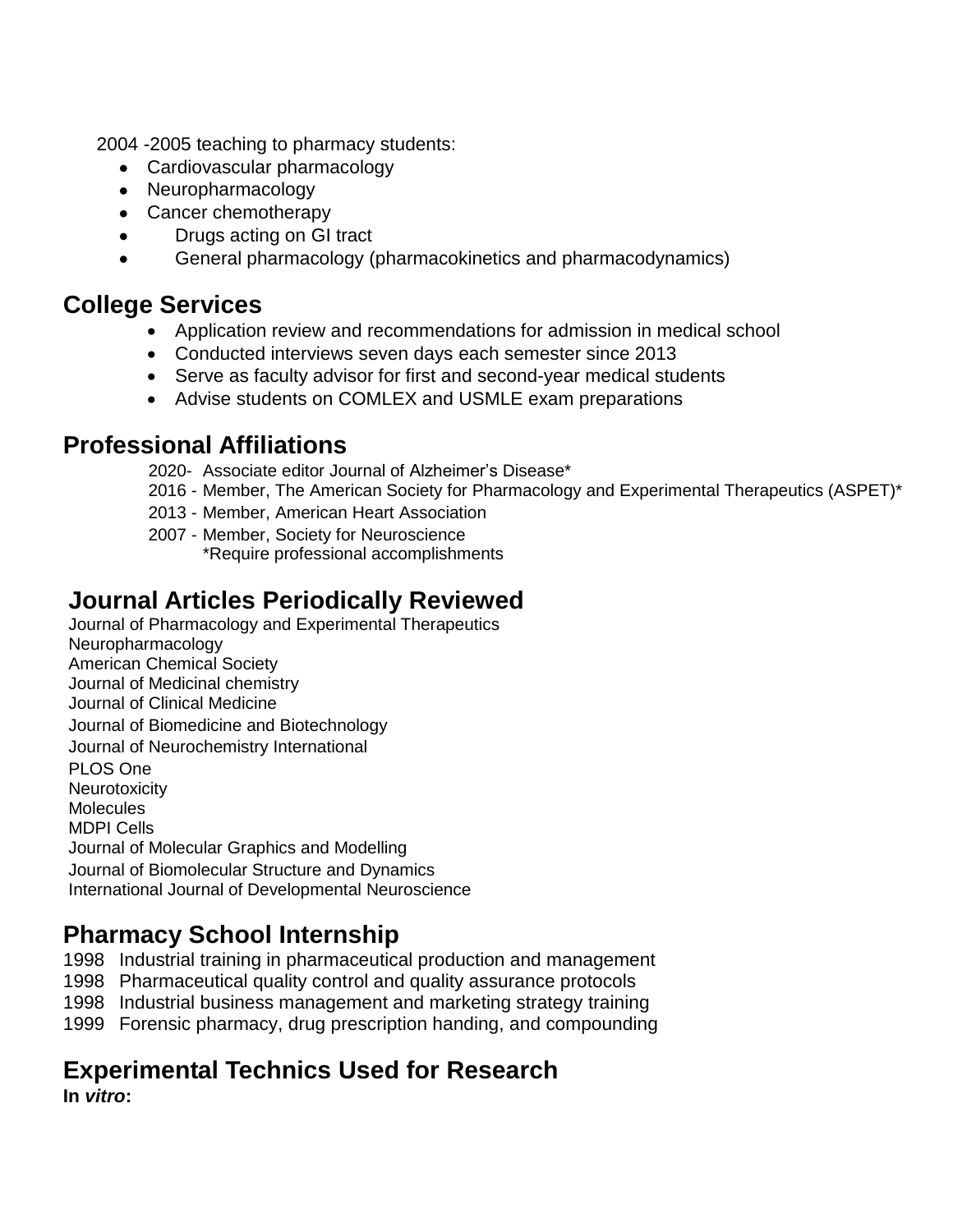2004 -2005 teaching to pharmacy students:

- Cardiovascular pharmacology
- Neuropharmacology
- Cancer chemotherapy
- Drugs acting on GI tract
- General pharmacology (pharmacokinetics and pharmacodynamics)

## College Services

- Application review and recommendations for admission in medical school
- Conducted interviews seven days each semester since 2013
- Serve as faculty advisor for first and second-year medical students
- Advise students on COMLEX and USMLE exam preparations

## Professional Affiliations

2020- Associate editor Journal of Alzheimer's Disease*
2016 - Member, The American Society for Pharmacology and Experimental Therapeutics (ASPET)*
2013 - Member, American Heart Association
2007 - Member, Society for Neuroscience
*Require professional accomplishments

## Journal Articles Periodically Reviewed

Journal of Pharmacology and Experimental Therapeutics
Neuropharmacology
American Chemical Society
Journal of Medicinal chemistry
Journal of Clinical Medicine
Journal of Biomedicine and Biotechnology
Journal of Neurochemistry International
PLOS One
Neurotoxicity
Molecules
MDPI Cells
Journal of Molecular Graphics and Modelling
Journal of Biomolecular Structure and Dynamics
International Journal of Developmental Neuroscience

## Pharmacy School Internship

1998 Industrial training in pharmaceutical production and management
1998 Pharmaceutical quality control and quality assurance protocols
1998 Industrial business management and marketing strategy training
1999 Forensic pharmacy, drug prescription handing, and compounding

## Experimental Technics Used for Research

**In *vitro*:**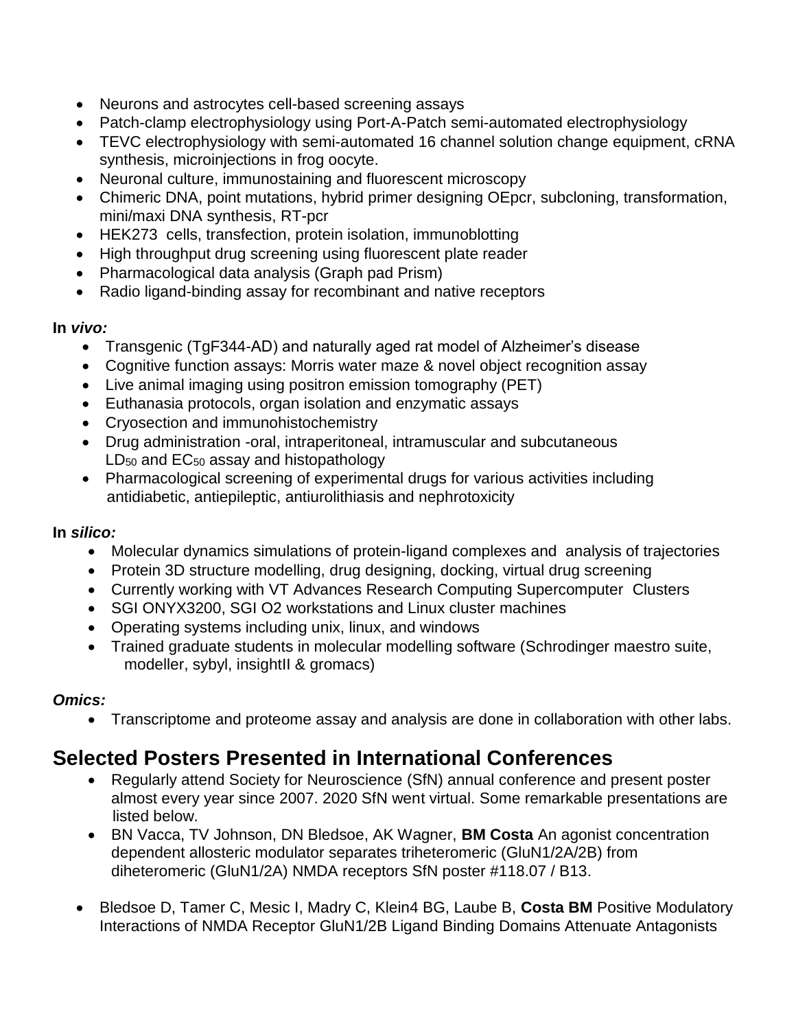- Neurons and astrocytes cell-based screening assays
- Patch-clamp electrophysiology using Port-A-Patch semi-automated electrophysiology
- TEVC electrophysiology with semi-automated 16 channel solution change equipment, cRNA synthesis, microinjections in frog oocyte.
- Neuronal culture, immunostaining and fluorescent microscopy
- Chimeric DNA, point mutations, hybrid primer designing OEpcr, subcloning, transformation, mini/maxi DNA synthesis, RT-pcr
- HEK273 cells, transfection, protein isolation, immunoblotting
- High throughput drug screening using fluorescent plate reader
- Pharmacological data analysis (Graph pad Prism)
- Radio ligand-binding assay for recombinant and native receptors

**In *vivo:***

- Transgenic (TgF344-AD) and naturally aged rat model of Alzheimer's disease
- Cognitive function assays: Morris water maze & novel object recognition assay
- Live animal imaging using positron emission tomography (PET)
- Euthanasia protocols, organ isolation and enzymatic assays
- Cryosection and immunohistochemistry
- Drug administration -oral, intraperitoneal, intramuscular and subcutaneous $LD_{50}$ and $EC_{50}$ assay and histopathology
- Pharmacological screening of experimental drugs for various activities including antidiabetic, antiepileptic, antiurolithiasis and nephrotoxicity

**In *silico:***

- Molecular dynamics simulations of protein-ligand complexes and analysis of trajectories
- Protein 3D structure modelling, drug designing, docking, virtual drug screening
- Currently working with VT Advances Research Computing Supercomputer Clusters
- SGI ONYX3200, SGI O2 workstations and Linux cluster machines
- Operating systems including unix, linux, and windows
- Trained graduate students in molecular modelling software (Schrodinger maestro suite, modeller, sybyl, insightII & gromacs)

***Omics:***

- Transcriptome and proteome assay and analysis are done in collaboration with other labs.

## Selected Posters Presented in International Conferences

- Regularly attend Society for Neuroscience (SfN) annual conference and present poster almost every year since 2007. 2020 SfN went virtual. Some remarkable presentations are listed below.
- BN Vacca, TV Johnson, DN Bledsoe, AK Wagner, **BM Costa** An agonist concentration dependent allosteric modulator separates triheteromeric (GluN1/2A/2B) from diheteromeric (GluN1/2A) NMDA receptors SfN poster #118.07 / B13.
- Bledsoe D, Tamer C, Mesic I, Madry C, Klein4 BG, Laube B, **Costa BM** Positive Modulatory Interactions of NMDA Receptor GluN1/2B Ligand Binding Domains Attenuate Antagonists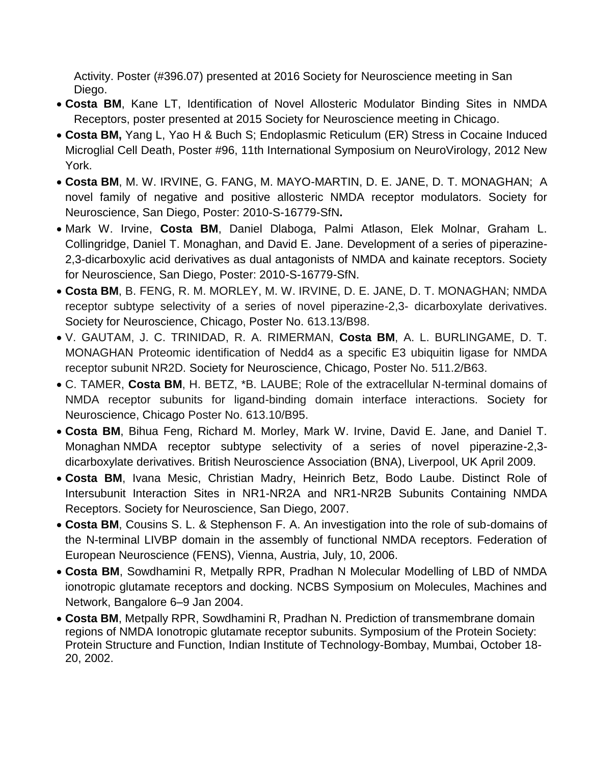Activity. Poster (#396.07) presented at 2016 Society for Neuroscience meeting in San Diego.

- **Costa BM**, Kane LT, Identification of Novel Allosteric Modulator Binding Sites in NMDA Receptors, poster presented at 2015 Society for Neuroscience meeting in Chicago.
- **Costa BM,** Yang L, Yao H & Buch S; Endoplasmic Reticulum (ER) Stress in Cocaine Induced Microglial Cell Death, Poster #96, 11th International Symposium on NeuroVirology, 2012 New York.
- **Costa BM**, M. W. IRVINE, G. FANG, M. MAYO-MARTIN, D. E. JANE, D. T. MONAGHAN; A novel family of negative and positive allosteric NMDA receptor modulators. Society for Neuroscience, San Diego, Poster: 2010-S-16779-SfN**.**
- Mark W. Irvine, **Costa BM**, Daniel Dlaboga, Palmi Atlason, Elek Molnar, Graham L. Collingridge, Daniel T. Monaghan, and David E. Jane. Development of a series of piperazine-2,3-dicarboxylic acid derivatives as dual antagonists of NMDA and kainate receptors. Society for Neuroscience, San Diego, Poster: 2010-S-16779-SfN.
- **Costa BM**, B. FENG, R. M. MORLEY, M. W. IRVINE, D. E. JANE, D. T. MONAGHAN; NMDA receptor subtype selectivity of a series of novel piperazine-2,3- dicarboxylate derivatives. Society for Neuroscience, Chicago, Poster No. 613.13/B98.
- V. GAUTAM, J. C. TRINIDAD, R. A. RIMERMAN, **Costa BM**, A. L. BURLINGAME, D. T. MONAGHAN Proteomic identification of Nedd4 as a specific E3 ubiquitin ligase for NMDA receptor subunit NR2D. Society for Neuroscience, Chicago, Poster No. 511.2/B63.
- C. TAMER, **Costa BM**, H. BETZ, *B. LAUBE; Role of the extracellular N-terminal domains of NMDA receptor subunits for ligand-binding domain interface interactions. Society for Neuroscience, Chicago Poster No. 613.10/B95.
- **Costa BM**, Bihua Feng, Richard M. Morley, Mark W. Irvine, David E. Jane, and Daniel T. Monaghan NMDA receptor subtype selectivity of a series of novel piperazine-2,3-dicarboxylate derivatives. British Neuroscience Association (BNA), Liverpool, UK April 2009.
- **Costa BM**, Ivana Mesic, Christian Madry, Heinrich Betz, Bodo Laube. Distinct Role of Intersubunit Interaction Sites in NR1-NR2A and NR1-NR2B Subunits Containing NMDA Receptors. Society for Neuroscience, San Diego, 2007.
- **Costa BM**, Cousins S. L. & Stephenson F. A. An investigation into the role of sub-domains of the N-terminal LIVBP domain in the assembly of functional NMDA receptors. Federation of European Neuroscience (FENS), Vienna, Austria, July, 10, 2006.
- **Costa BM**, Sowdhamini R, Metpally RPR, Pradhan N Molecular Modelling of LBD of NMDA ionotropic glutamate receptors and docking. NCBS Symposium on Molecules, Machines and Network, Bangalore 6–9 Jan 2004.
- **Costa BM**, Metpally RPR, Sowdhamini R, Pradhan N. Prediction of transmembrane domain regions of NMDA Ionotropic glutamate receptor subunits. Symposium of the Protein Society: Protein Structure and Function, Indian Institute of Technology-Bombay, Mumbai, October 18-20, 2002.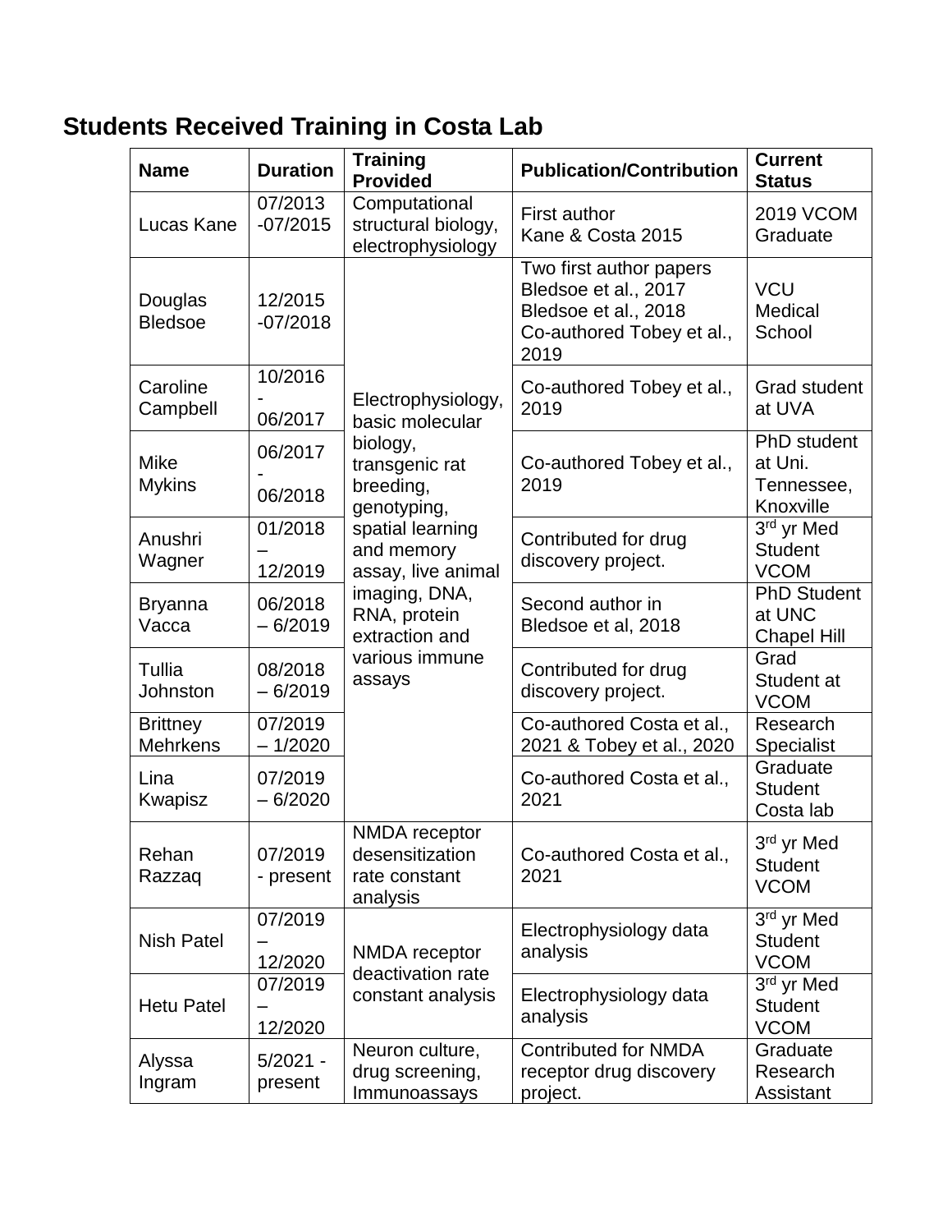## Students Received Training in Costa Lab

| Name | Duration | Training Provided | Publication/Contribution | Current Status |
|---|---|---|---|---|
| Lucas Kane | 07/2013 -07/2015 | Computational structural biology, electrophysiology | First author Kane & Costa 2015 | 2019 VCOM Graduate |
| Douglas Bledsoe | 12/2015 -07/2018 | Electrophysiology, basic molecular biology, transgenic rat breeding, genotyping, spatial learning and memory assay, live animal imaging, DNA, RNA, protein extraction and various immune assays | Two first author papers Bledsoe et al., 2017 Bledsoe et al., 2018 Co-authored Tobey et al., 2019 | VCU Medical School |
| Caroline Campbell | 10/2016 - 06/2017 | | Co-authored Tobey et al., 2019 | Grad student at UVA |
| Mike Mykins | 06/2017 - 06/2018 | | Co-authored Tobey et al., 2019 | PhD student at Uni. Tennessee, Knoxville |
| Anushri Wagner | 01/2018 – 12/2019 | | Contributed for drug discovery project. | 3rd yr Med Student VCOM |
| Bryanna Vacca | 06/2018 – 6/2019 | | Second author in Bledsoe et al, 2018 | PhD Student at UNC Chapel Hill |
| Tullia Johnston | 08/2018 – 6/2019 | | Contributed for drug discovery project. | Grad Student at VCOM |
| Brittney Mehrkens | 07/2019 – 1/2020 | | Co-authored Costa et al., 2021 & Tobey et al., 2020 | Research Specialist |
| Lina Kwapisz | 07/2019 – 6/2020 | | Co-authored Costa et al., 2021 | Graduate Student Costa lab |
| Rehan Razzaq | 07/2019 - present | NMDA receptor desensitization rate constant analysis | Co-authored Costa et al., 2021 | 3rd yr Med Student VCOM |
| Nish Patel | 07/2019 – 12/2020 | NMDA receptor deactivation rate constant analysis | Electrophysiology data analysis | 3rd yr Med Student VCOM |
| Hetu Patel | 07/2019 – 12/2020 | | Electrophysiology data analysis | 3rd yr Med Student VCOM |
| Alyssa Ingram | 5/2021 - present | Neuron culture, drug screening, Immunoassays | Contributed for NMDA receptor drug discovery project. | Graduate Research Assistant |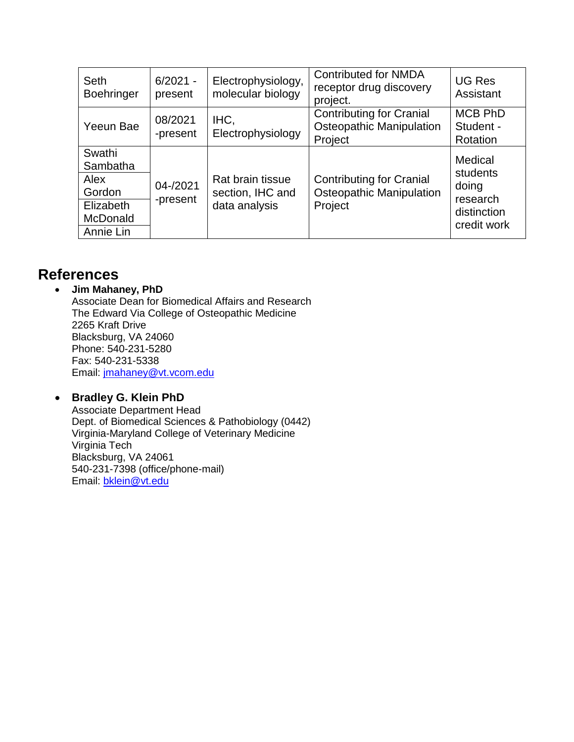| | | | | |
|---|---|---|---|---|
| Seth Boehringer | 6/2021 - present | Electrophysiology, molecular biology | Contributed for NMDA receptor drug discovery project. | UG Res Assistant |
| Yeeun Bae | 08/2021 -present | IHC, Electrophysiology | Contributing for Cranial Osteopathic Manipulation Project | MCB PhD Student - Rotation |
| Swathi Sambatha | 04-/2021 -present | Rat brain tissue section, IHC and data analysis | Contributing for Cranial Osteopathic Manipulation Project | Medical students doing research distinction credit work |
| Alex Gordon | | | | |
| Elizabeth McDonald | | | | |
| Annie Lin | | | | |

## References

- **Jim Mahaney, PhD**
  Associate Dean for Biomedical Affairs and Research
  The Edward Via College of Osteopathic Medicine
  2265 Kraft Drive
  Blacksburg, VA 24060
  Phone: 540-231-5280
  Fax: 540-231-5338
  Email: jmahaney@vt.vcom.edu

- **Bradley G. Klein PhD**
  Associate Department Head
  Dept. of Biomedical Sciences & Pathobiology (0442)
  Virginia-Maryland College of Veterinary Medicine
  Virginia Tech
  Blacksburg, VA 24061
  540-231-7398 (office/phone-mail)
  Email: bklein@vt.edu